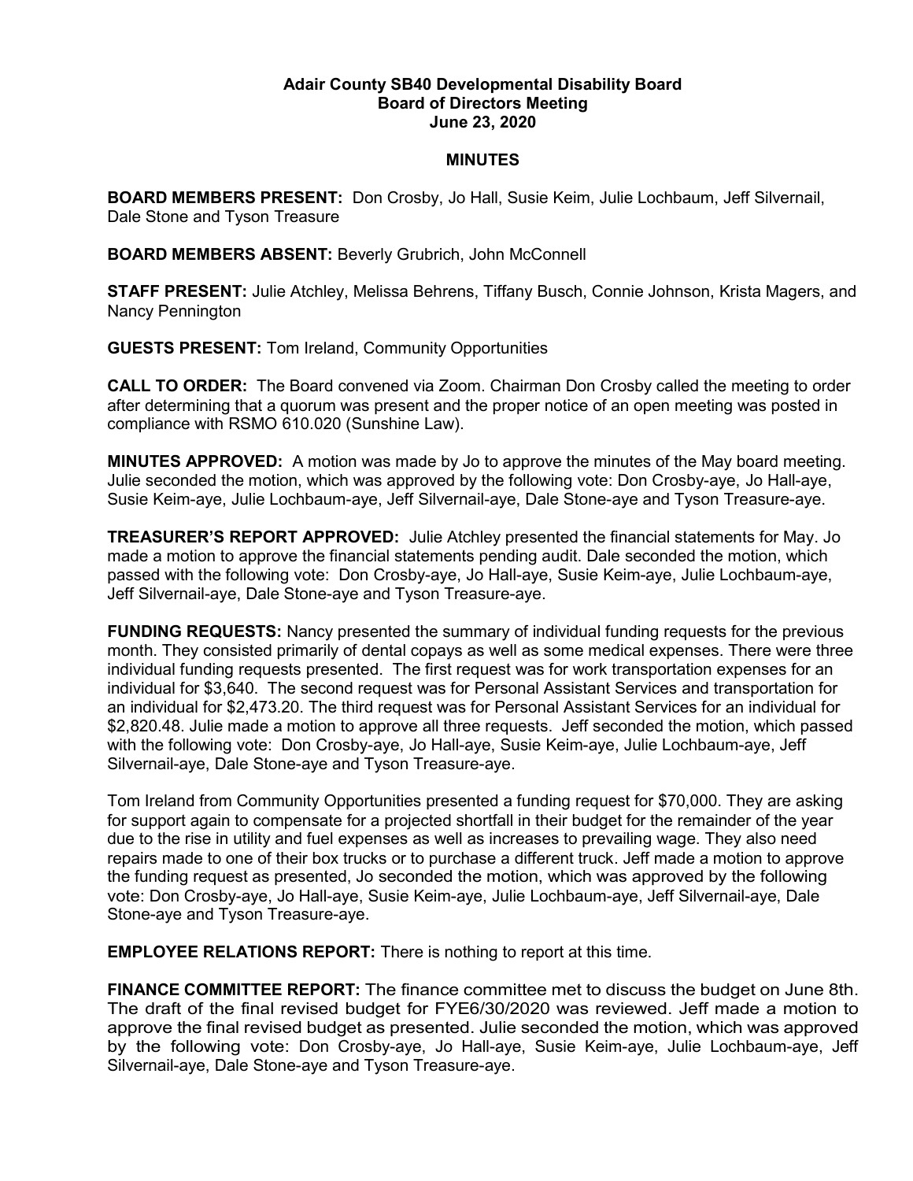# Adair County SB40 Developmental Disability Board
## Board of Directors Meeting
### June 23, 2020

### MINUTES

**BOARD MEMBERS PRESENT:** Don Crosby, Jo Hall, Susie Keim, Julie Lochbaum, Jeff Silvernail, Dale Stone and Tyson Treasure

**BOARD MEMBERS ABSENT:** Beverly Grubrich, John McConnell

**STAFF PRESENT:** Julie Atchley, Melissa Behrens, Tiffany Busch, Connie Johnson, Krista Magers, and Nancy Pennington

**GUESTS PRESENT:** Tom Ireland, Community Opportunities

**CALL TO ORDER:** The Board convened via Zoom. Chairman Don Crosby called the meeting to order after determining that a quorum was present and the proper notice of an open meeting was posted in compliance with RSMO 610.020 (Sunshine Law).

**MINUTES APPROVED:** A motion was made by Jo to approve the minutes of the May board meeting. Julie seconded the motion, which was approved by the following vote: Don Crosby-aye, Jo Hall-aye, Susie Keim-aye, Julie Lochbaum-aye, Jeff Silvernail-aye, Dale Stone-aye and Tyson Treasure-aye.

**TREASURER'S REPORT APPROVED:** Julie Atchley presented the financial statements for May. Jo made a motion to approve the financial statements pending audit. Dale seconded the motion, which passed with the following vote: Don Crosby-aye, Jo Hall-aye, Susie Keim-aye, Julie Lochbaum-aye, Jeff Silvernail-aye, Dale Stone-aye and Tyson Treasure-aye.

**FUNDING REQUESTS:** Nancy presented the summary of individual funding requests for the previous month. They consisted primarily of dental copays as well as some medical expenses. There were three individual funding requests presented. The first request was for work transportation expenses for an individual for $3,640. The second request was for Personal Assistant Services and transportation for an individual for $2,473.20. The third request was for Personal Assistant Services for an individual for $2,820.48. Julie made a motion to approve all three requests. Jeff seconded the motion, which passed with the following vote: Don Crosby-aye, Jo Hall-aye, Susie Keim-aye, Julie Lochbaum-aye, Jeff Silvernail-aye, Dale Stone-aye and Tyson Treasure-aye.

Tom Ireland from Community Opportunities presented a funding request for $70,000. They are asking for support again to compensate for a projected shortfall in their budget for the remainder of the year due to the rise in utility and fuel expenses as well as increases to prevailing wage. They also need repairs made to one of their box trucks or to purchase a different truck. Jeff made a motion to approve the funding request as presented, Jo seconded the motion, which was approved by the following vote: Don Crosby-aye, Jo Hall-aye, Susie Keim-aye, Julie Lochbaum-aye, Jeff Silvernail-aye, Dale Stone-aye and Tyson Treasure-aye.

**EMPLOYEE RELATIONS REPORT:** There is nothing to report at this time.

**FINANCE COMMITTEE REPORT:** The finance committee met to discuss the budget on June 8th. The draft of the final revised budget for FYE6/30/2020 was reviewed. Jeff made a motion to approve the final revised budget as presented. Julie seconded the motion, which was approved by the following vote: Don Crosby-aye, Jo Hall-aye, Susie Keim-aye, Julie Lochbaum-aye, Jeff Silvernail-aye, Dale Stone-aye and Tyson Treasure-aye.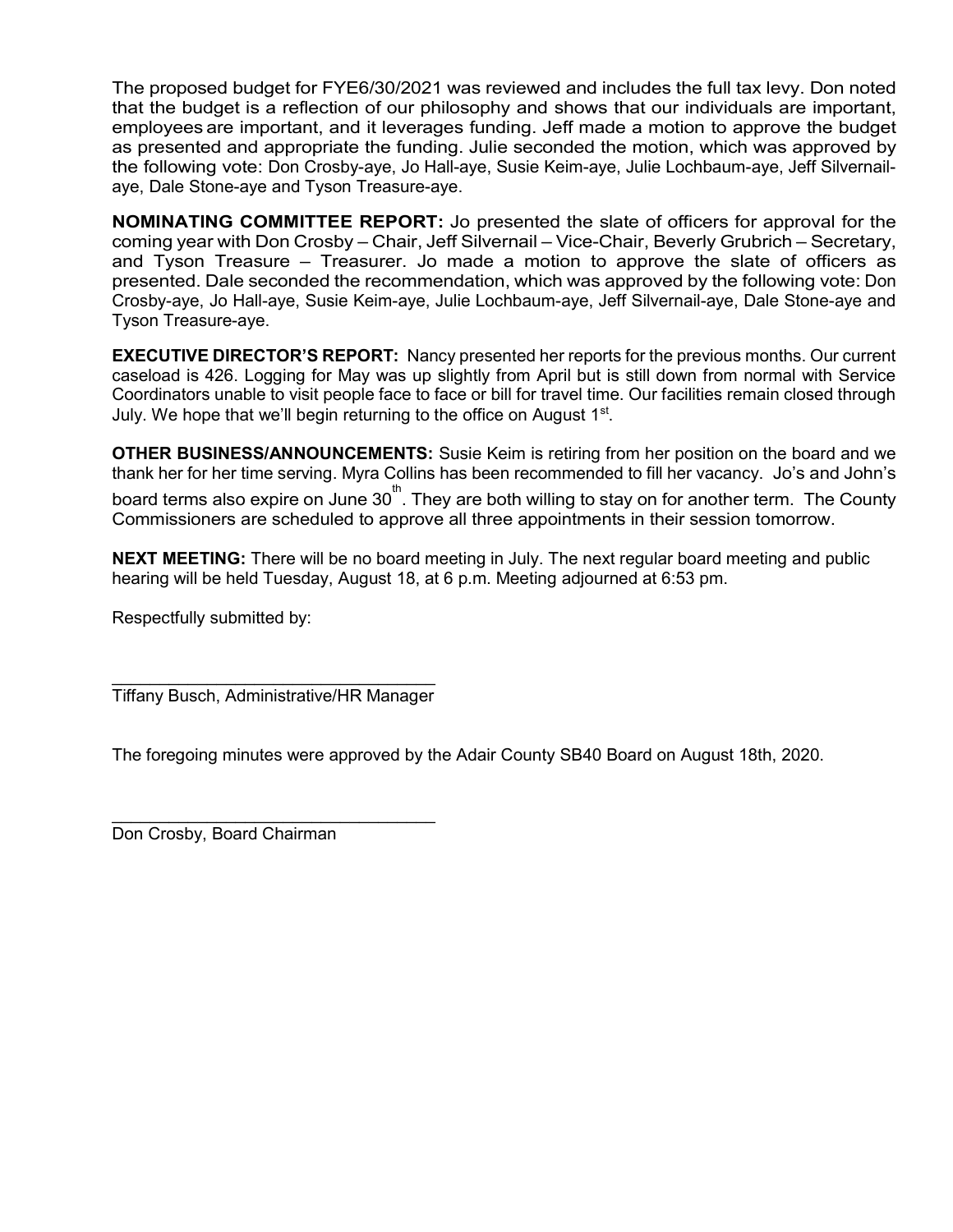The proposed budget for FYE6/30/2021 was reviewed and includes the full tax levy. Don noted that the budget is a reflection of our philosophy and shows that our individuals are important, employees are important, and it leverages funding. Jeff made a motion to approve the budget as presented and appropriate the funding. Julie seconded the motion, which was approved by the following vote: Don Crosby-aye, Jo Hall-aye, Susie Keim-aye, Julie Lochbaum-aye, Jeff Silvernail-aye, Dale Stone-aye and Tyson Treasure-aye.

**NOMINATING COMMITTEE REPORT:** Jo presented the slate of officers for approval for the coming year with Don Crosby – Chair, Jeff Silvernail – Vice-Chair, Beverly Grubrich – Secretary, and Tyson Treasure – Treasurer. Jo made a motion to approve the slate of officers as presented. Dale seconded the recommendation, which was approved by the following vote: Don Crosby-aye, Jo Hall-aye, Susie Keim-aye, Julie Lochbaum-aye, Jeff Silvernail-aye, Dale Stone-aye and Tyson Treasure-aye.

**EXECUTIVE DIRECTOR'S REPORT:** Nancy presented her reports for the previous months. Our current caseload is 426. Logging for May was up slightly from April but is still down from normal with Service Coordinators unable to visit people face to face or bill for travel time. Our facilities remain closed through July. We hope that we'll begin returning to the office on August 1st.

**OTHER BUSINESS/ANNOUNCEMENTS:** Susie Keim is retiring from her position on the board and we thank her for her time serving. Myra Collins has been recommended to fill her vacancy. Jo's and John's board terms also expire on June 30th. They are both willing to stay on for another term. The County Commissioners are scheduled to approve all three appointments in their session tomorrow.

**NEXT MEETING:** There will be no board meeting in July. The next regular board meeting and public hearing will be held Tuesday, August 18, at 6 p.m. Meeting adjourned at 6:53 pm.

Respectfully submitted by:

\_\_\_\_\_\_\_\_\_\_\_\_\_\_\_\_\_\_\_\_\_\_\_\_\_\_\_\_\_\_\_\_\_\_
Tiffany Busch, Administrative/HR Manager

The foregoing minutes were approved by the Adair County SB40 Board on August 18th, 2020.

\_\_\_\_\_\_\_\_\_\_\_\_\_\_\_\_\_\_\_\_\_\_\_\_\_\_\_\_\_\_\_\_\_\_
Don Crosby, Board Chairman